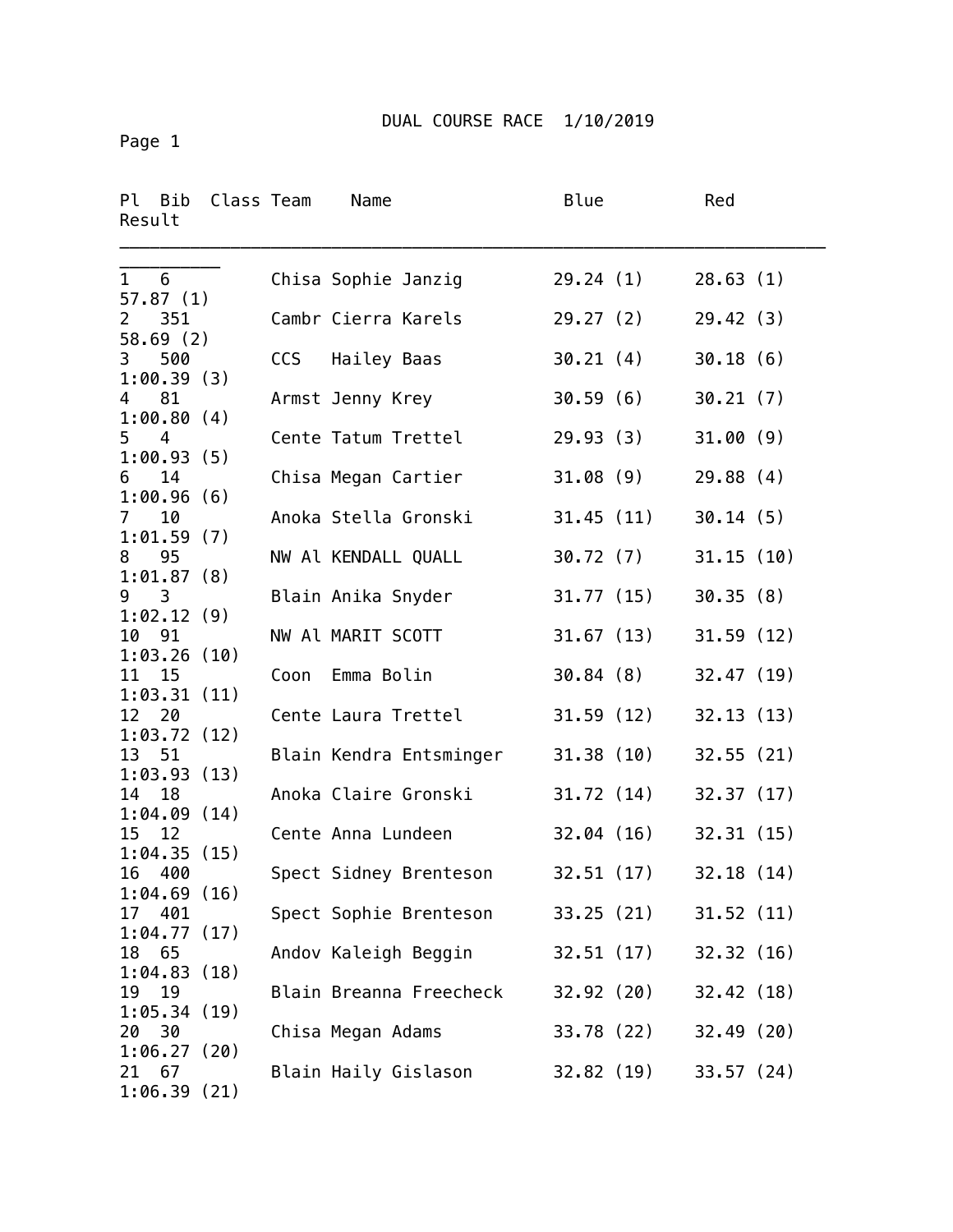# DUAL COURSE RACE 1/10/2019

Page 1

| Pl | Bib | Class | Team | Name | Blue | Red | Result |
|---|---|---|---|---|---|---|---|
| 1 | 6 | | Chisa | Sophie Janzig | 29.24 (1) | 28.63 (1) | 57.87 (1) |
| 2 | 351 | | Cambr | Cierra Karels | 29.27 (2) | 29.42 (3) | 58.69 (2) |
| 3 | 500 | | CCS | Hailey Baas | 30.21 (4) | 30.18 (6) | 1:00.39 (3) |
| 4 | 81 | | Armst | Jenny Krey | 30.59 (6) | 30.21 (7) | 1:00.80 (4) |
| 5 | 4 | | Cente | Tatum Trettel | 29.93 (3) | 31.00 (9) | 1:00.93 (5) |
| 6 | 14 | | Chisa | Megan Cartier | 31.08 (9) | 29.88 (4) | 1:00.96 (6) |
| 7 | 10 | | Anoka | Stella Gronski | 31.45 (11) | 30.14 (5) | 1:01.59 (7) |
| 8 | 95 | | NW Al | KENDALL QUALL | 30.72 (7) | 31.15 (10) | 1:01.87 (8) |
| 9 | 3 | | Blain | Anika Snyder | 31.77 (15) | 30.35 (8) | 1:02.12 (9) |
| 10 | 91 | | NW Al | MARIT SCOTT | 31.67 (13) | 31.59 (12) | 1:03.26 (10) |
| 11 | 15 | | Coon | Emma Bolin | 30.84 (8) | 32.47 (19) | 1:03.31 (11) |
| 12 | 20 | | Cente | Laura Trettel | 31.59 (12) | 32.13 (13) | 1:03.72 (12) |
| 13 | 51 | | Blain | Kendra Entsminger | 31.38 (10) | 32.55 (21) | 1:03.93 (13) |
| 14 | 18 | | Anoka | Claire Gronski | 31.72 (14) | 32.37 (17) | 1:04.09 (14) |
| 15 | 12 | | Cente | Anna Lundeen | 32.04 (16) | 32.31 (15) | 1:04.35 (15) |
| 16 | 400 | | Spect | Sidney Brenteson | 32.51 (17) | 32.18 (14) | 1:04.69 (16) |
| 17 | 401 | | Spect | Sophie Brenteson | 33.25 (21) | 31.52 (11) | 1:04.77 (17) |
| 18 | 65 | | Andov | Kaleigh Beggin | 32.51 (17) | 32.32 (16) | 1:04.83 (18) |
| 19 | 19 | | Blain | Breanna Freecheck | 32.92 (20) | 32.42 (18) | 1:05.34 (19) |
| 20 | 30 | | Chisa | Megan Adams | 33.78 (22) | 32.49 (20) | 1:06.27 (20) |
| 21 | 67 | | Blain | Haily Gislason | 32.82 (19) | 33.57 (24) | 1:06.39 (21) |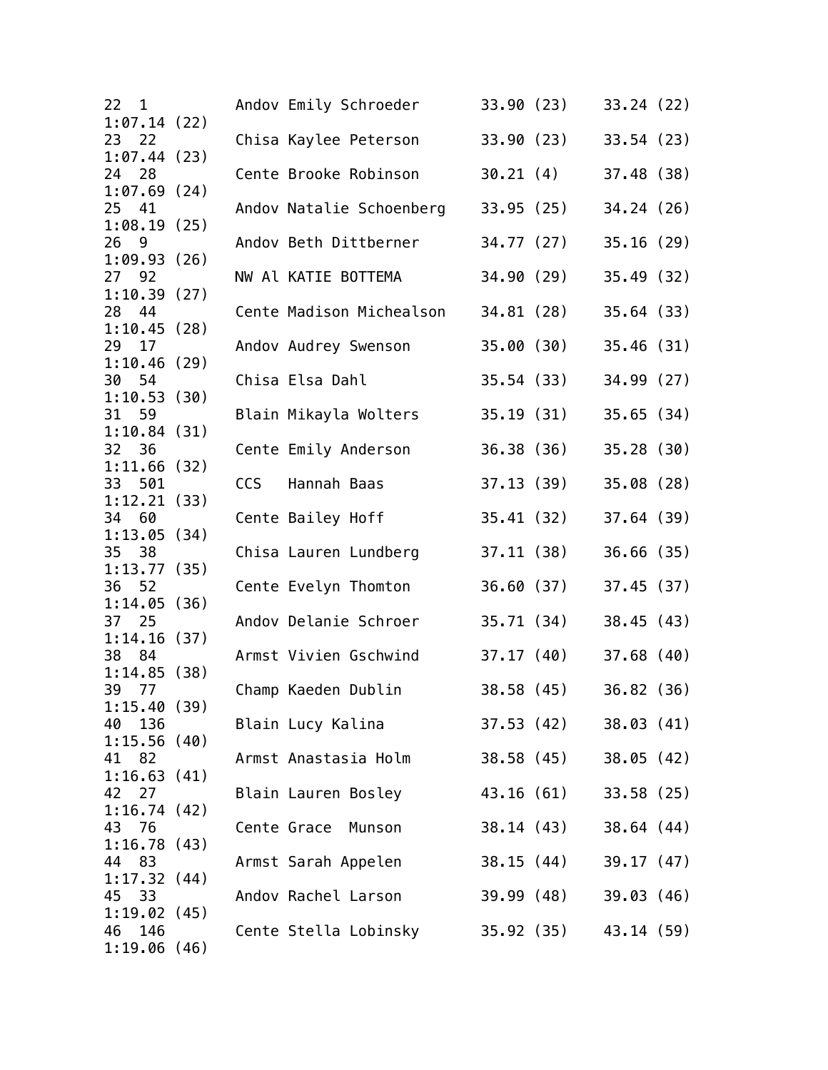```
22  1          Andov Emily Schroeder       33.90 (23)    33.24 (22)
1:07.14 (22)
23  22         Chisa Kaylee Peterson       33.90 (23)    33.54 (23)
1:07.44 (23)
24  28         Cente Brooke Robinson       30.21 (4)     37.48 (38)
1:07.69 (24)
25  41         Andov Natalie Schoenberg    33.95 (25)    34.24 (26)
1:08.19 (25)
26  9          Andov Beth Dittberner       34.77 (27)    35.16 (29)
1:09.93 (26)
27  92         NW Al KATIE BOTTEMA         34.90 (29)    35.49 (32)
1:10.39 (27)
28  44         Cente Madison Michealson    34.81 (28)    35.64 (33)
1:10.45 (28)
29  17         Andov Audrey Swenson        35.00 (30)    35.46 (31)
1:10.46 (29)
30  54         Chisa Elsa Dahl             35.54 (33)    34.99 (27)
1:10.53 (30)
31  59         Blain Mikayla Wolters       35.19 (31)    35.65 (34)
1:10.84 (31)
32  36         Cente Emily Anderson        36.38 (36)    35.28 (30)
1:11.66 (32)
33  501        CCS   Hannah Baas           37.13 (39)    35.08 (28)
1:12.21 (33)
34  60         Cente Bailey Hoff           35.41 (32)    37.64 (39)
1:13.05 (34)
35  38         Chisa Lauren Lundberg       37.11 (38)    36.66 (35)
1:13.77 (35)
36  52         Cente Evelyn Thomton        36.60 (37)    37.45 (37)
1:14.05 (36)
37  25         Andov Delanie Schroer       35.71 (34)    38.45 (43)
1:14.16 (37)
38  84         Armst Vivien Gschwind       37.17 (40)    37.68 (40)
1:14.85 (38)
39  77         Champ Kaeden Dublin         38.58 (45)    36.82 (36)
1:15.40 (39)
40  136        Blain Lucy Kalina           37.53 (42)    38.03 (41)
1:15.56 (40)
41  82         Armst Anastasia Holm        38.58 (45)    38.05 (42)
1:16.63 (41)
42  27         Blain Lauren Bosley         43.16 (61)    33.58 (25)
1:16.74 (42)
43  76         Cente Grace  Munson         38.14 (43)    38.64 (44)
1:16.78 (43)
44  83         Armst Sarah Appelen         38.15 (44)    39.17 (47)
1:17.32 (44)
45  33         Andov Rachel Larson         39.99 (48)    39.03 (46)
1:19.02 (45)
46  146        Cente Stella Lobinsky       35.92 (35)    43.14 (59)
1:19.06 (46)
```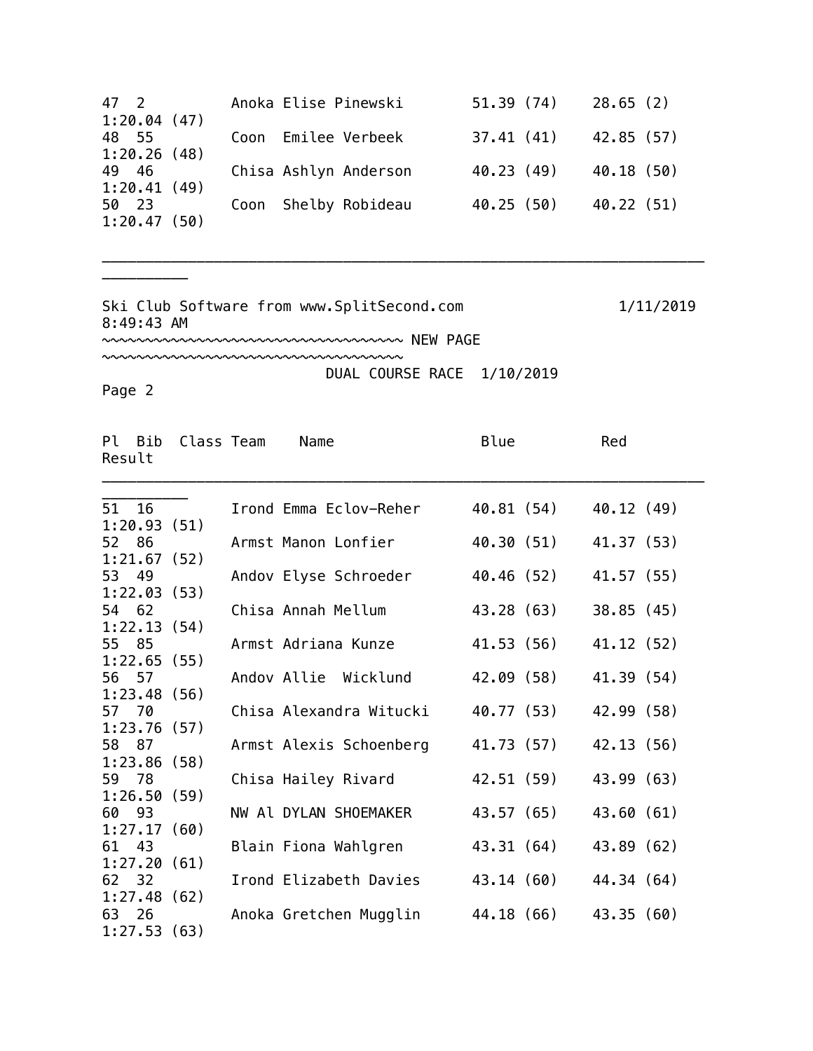| Pl | Bib | Class | Team | Name | Blue | Red | Result |
|---|---|---|---|---|---|---|---|
| 47 | 2 | | Anoka | Elise Pinewski | 51.39 (74) | 28.65 (2) | 1:20.04 (47) |
| 48 | 55 | | Coon | Emilee Verbeek | 37.41 (41) | 42.85 (57) | 1:20.26 (48) |
| 49 | 46 | | Chisa | Ashlyn Anderson | 40.23 (49) | 40.18 (50) | 1:20.41 (49) |
| 50 | 23 | | Coon | Shelby Robideau | 40.25 (50) | 40.22 (51) | 1:20.47 (50) |

Ski Club Software from www.SplitSecond.com 1/11/2019 8:49:43 AM

~~~~~~~~~~~~~~~~~~~~~~~~~~~~~~~~~~~~ NEW PAGE ~~~~~~~~~~~~~~~~~~~~~~~~~~~~~~~~~~~~

DUAL COURSE RACE 1/10/2019

Page 2

| Pl | Bib | Class | Team | Name | Blue | Red | Result |
|---|---|---|---|---|---|---|---|
| 51 | 16 | | Irond | Emma Eclov-Reher | 40.81 (54) | 40.12 (49) | 1:20.93 (51) |
| 52 | 86 | | Armst | Manon Lonfier | 40.30 (51) | 41.37 (53) | 1:21.67 (52) |
| 53 | 49 | | Andov | Elyse Schroeder | 40.46 (52) | 41.57 (55) | 1:22.03 (53) |
| 54 | 62 | | Chisa | Annah Mellum | 43.28 (63) | 38.85 (45) | 1:22.13 (54) |
| 55 | 85 | | Armst | Adriana Kunze | 41.53 (56) | 41.12 (52) | 1:22.65 (55) |
| 56 | 57 | | Andov | Allie  Wicklund | 42.09 (58) | 41.39 (54) | 1:23.48 (56) |
| 57 | 70 | | Chisa | Alexandra Witucki | 40.77 (53) | 42.99 (58) | 1:23.76 (57) |
| 58 | 87 | | Armst | Alexis Schoenberg | 41.73 (57) | 42.13 (56) | 1:23.86 (58) |
| 59 | 78 | | Chisa | Hailey Rivard | 42.51 (59) | 43.99 (63) | 1:26.50 (59) |
| 60 | 93 | | NW Al | DYLAN SHOEMAKER | 43.57 (65) | 43.60 (61) | 1:27.17 (60) |
| 61 | 43 | | Blain | Fiona Wahlgren | 43.31 (64) | 43.89 (62) | 1:27.20 (61) |
| 62 | 32 | | Irond | Elizabeth Davies | 43.14 (60) | 44.34 (64) | 1:27.48 (62) |
| 63 | 26 | | Anoka | Gretchen Mugglin | 44.18 (66) | 43.35 (60) | 1:27.53 (63) |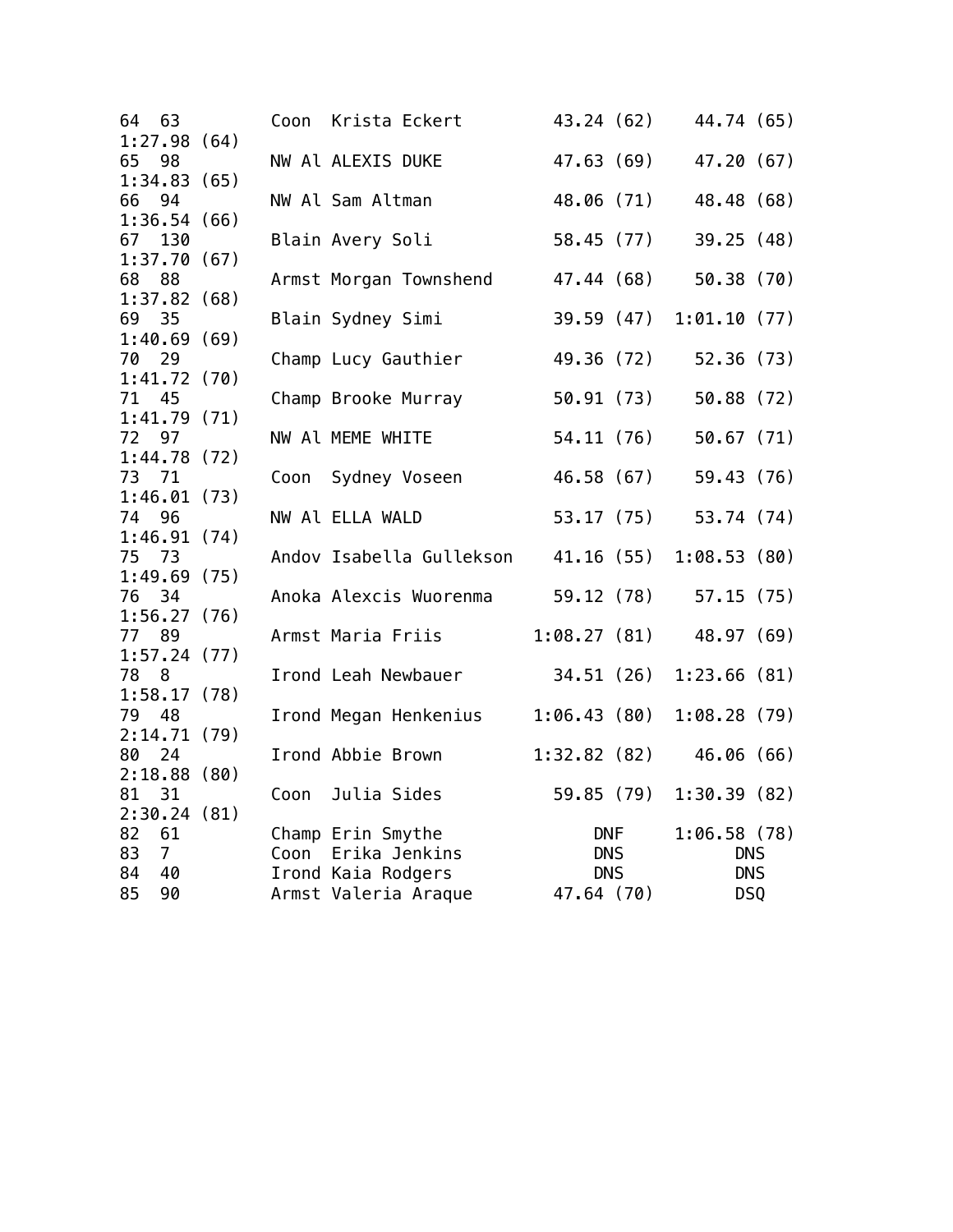| | | | | | | |
|---|---|---|---|---|---|---|
| 64 | 63 | Coon | Krista Eckert | 43.24 (62) | 44.74 (65) | 1:27.98 (64) |
| 65 | 98 | NW Al | ALEXIS DUKE | 47.63 (69) | 47.20 (67) | 1:34.83 (65) |
| 66 | 94 | NW Al | Sam Altman | 48.06 (71) | 48.48 (68) | 1:36.54 (66) |
| 67 | 130 | Blain | Avery Soli | 58.45 (77) | 39.25 (48) | 1:37.70 (67) |
| 68 | 88 | Armst | Morgan Townshend | 47.44 (68) | 50.38 (70) | 1:37.82 (68) |
| 69 | 35 | Blain | Sydney Simi | 39.59 (47) | 1:01.10 (77) | 1:40.69 (69) |
| 70 | 29 | Champ | Lucy Gauthier | 49.36 (72) | 52.36 (73) | 1:41.72 (70) |
| 71 | 45 | Champ | Brooke Murray | 50.91 (73) | 50.88 (72) | 1:41.79 (71) |
| 72 | 97 | NW Al | MEME WHITE | 54.11 (76) | 50.67 (71) | 1:44.78 (72) |
| 73 | 71 | Coon | Sydney Voseen | 46.58 (67) | 59.43 (76) | 1:46.01 (73) |
| 74 | 96 | NW Al | ELLA WALD | 53.17 (75) | 53.74 (74) | 1:46.91 (74) |
| 75 | 73 | Andov | Isabella Gullekson | 41.16 (55) | 1:08.53 (80) | 1:49.69 (75) |
| 76 | 34 | Anoka | Alexcis Wuorenma | 59.12 (78) | 57.15 (75) | 1:56.27 (76) |
| 77 | 89 | Armst | Maria Friis | 1:08.27 (81) | 48.97 (69) | 1:57.24 (77) |
| 78 | 8 | Irond | Leah Newbauer | 34.51 (26) | 1:23.66 (81) | 1:58.17 (78) |
| 79 | 48 | Irond | Megan Henkenius | 1:06.43 (80) | 1:08.28 (79) | 2:14.71 (79) |
| 80 | 24 | Irond | Abbie Brown | 1:32.82 (82) | 46.06 (66) | 2:18.88 (80) |
| 81 | 31 | Coon | Julia Sides | 59.85 (79) | 1:30.39 (82) | 2:30.24 (81) |
| 82 | 61 | Champ | Erin Smythe | DNF | 1:06.58 (78) | |
| 83 | 7 | Coon | Erika Jenkins | DNS | DNS | |
| 84 | 40 | Irond | Kaia Rodgers | DNS | DNS | |
| 85 | 90 | Armst | Valeria Araque | 47.64 (70) | DSQ | |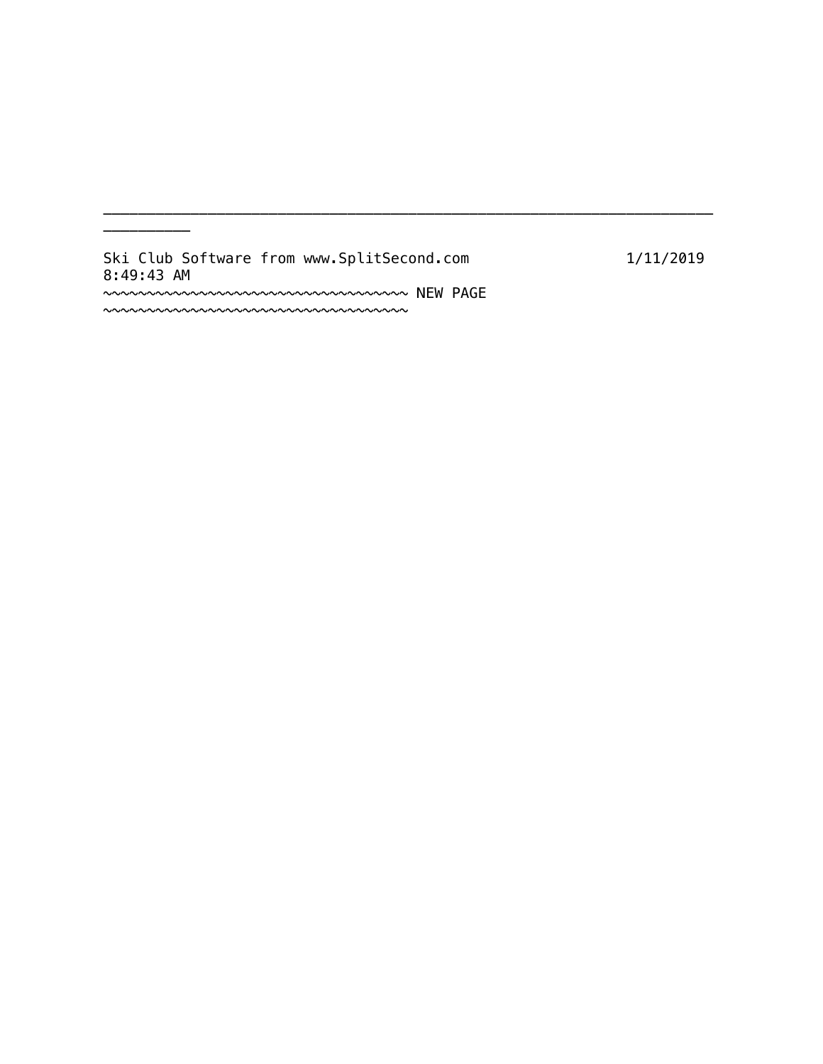________________________________________________________________________________

Ski Club Software from www.SplitSecond.com 1/11/2019 8:49:43 AM

~~~~~~~~~~~~~~~~~~~~~~~~~~~~~~~~~~~~~ NEW PAGE ~~~~~~~~~~~~~~~~~~~~~~~~~~~~~~~~~~~~~